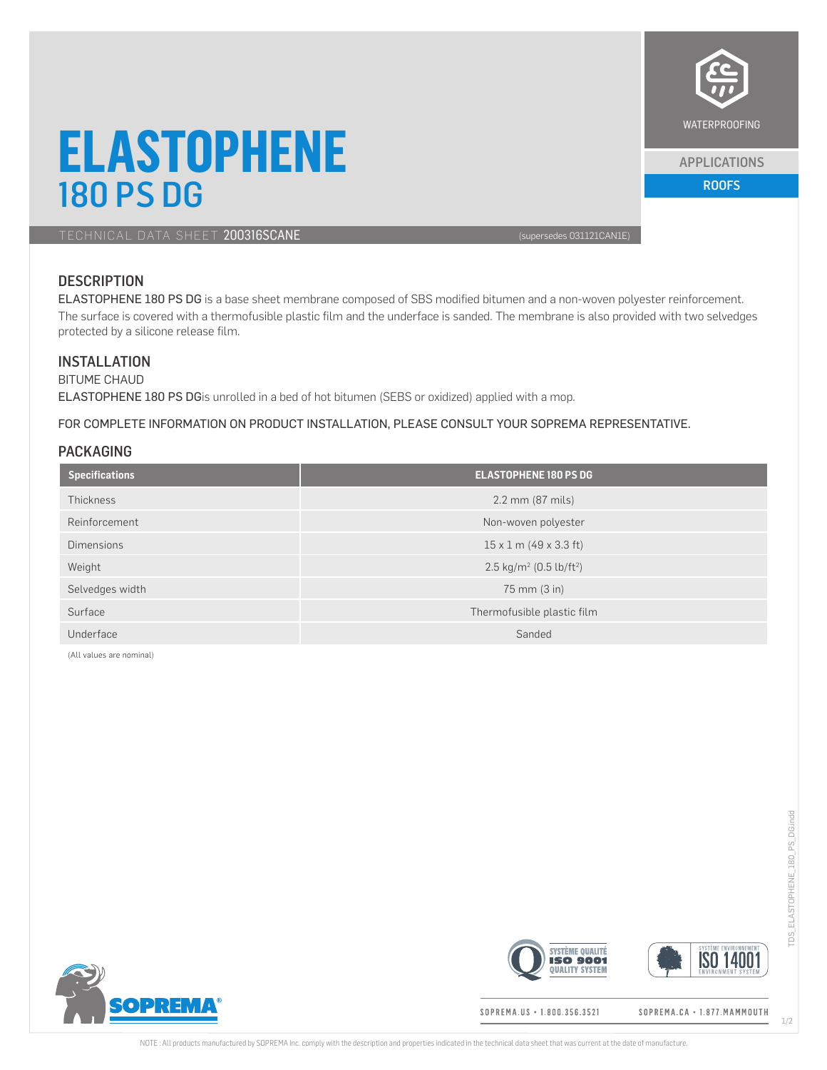# ELASTOPHENE 180 PS DG

WATERPROOFING

APPLICATIONS

ROOFS

TECHNICAL DATA SHEET **200316SCANE** (supersedes 031121CAN1E)

## DESCRIPTION

ELASTOPHENE 180 PS DG is a base sheet membrane composed of SBS modified bitumen and a non-woven polyester reinforcement. The surface is covered with a thermofusible plastic film and the underface is sanded. The membrane is also provided with two selvedges protected by a silicone release film.

## INSTALLATION

BITUME CHAUD

ELASTOPHENE 180 PS DGis unrolled in a bed of hot bitumen (SEBS or oxidized) applied with a mop.

FOR COMPLETE INFORMATION ON PRODUCT INSTALLATION, PLEASE CONSULT YOUR SOPREMA REPRESENTATIVE.

## PACKAGING

| Specifications | ELASTOPHENE 180 PS DG |
| --- | --- |
| Thickness | 2.2 mm (87 mils) |
| Reinforcement | Non-woven polyester |
| Dimensions | 15 x 1 m (49 x 3.3 ft) |
| Weight | 2.5 kg/m$^2$ (0.5 lb/ft$^2$) |
| Selvedges width | 75 mm (3 in) |
| Surface | Thermofusible plastic film |
| Underface | Sanded |

(All values are nominal)

SOPREMA.US • 1.800.356.3521 SOPREMA.CA • 1.877.MAMMOUTH

NOTE : All products manufactured by SOPREMA Inc. comply with the description and properties indicated in the technical data sheet that was current at the date of manufacture.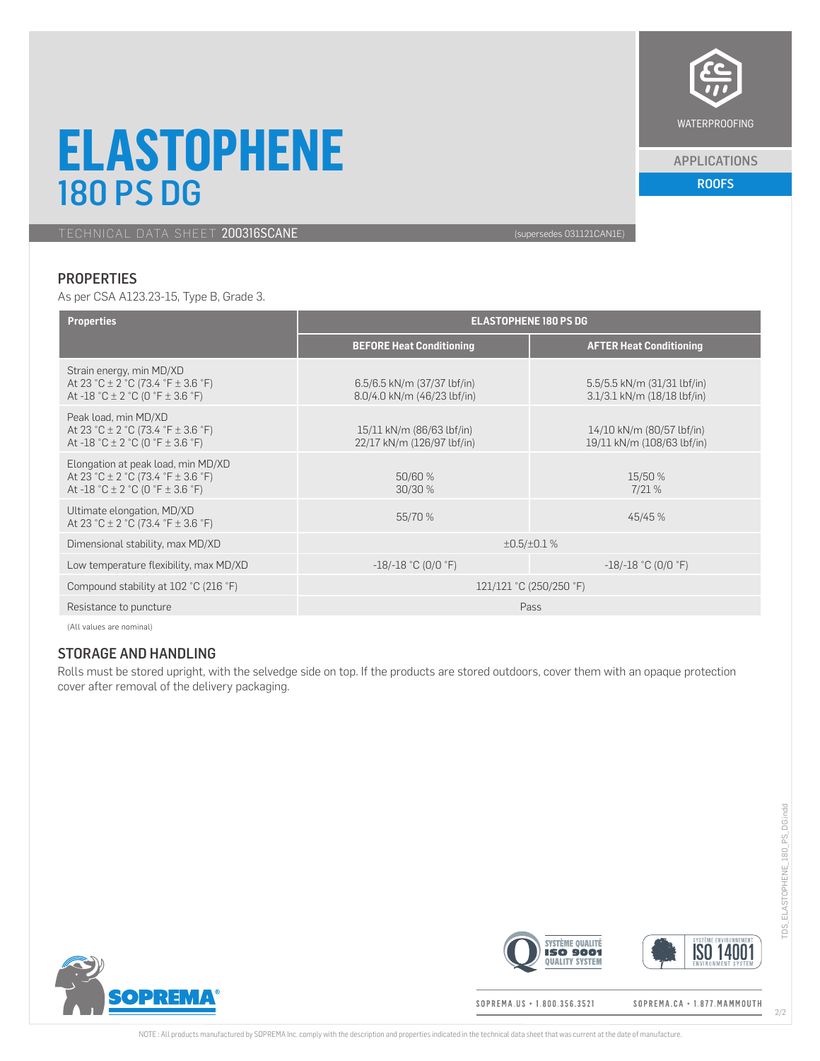# ELASTOPHENE

## 180 PS DG

TECHNICAL DATA SHEET **200316SCANE** (supersedes 031121CAN1E)

WATERPROOFING

APPLICATIONS

ROOFS

## PROPERTIES

As per CSA A123.23-15, Type B, Grade 3.

| Properties | ELASTOPHENE 180 PS DG | |
|---|---|---|
| | **BEFORE Heat Conditioning** | **AFTER Heat Conditioning** |
| Strain energy, min MD/XD<br>At 23 °C ± 2 °C (73.4 °F ± 3.6 °F)<br>At -18 °C ± 2 °C (0 °F ± 3.6 °F) | 6.5/6.5 kN/m (37/37 lbf/in)<br>8.0/4.0 kN/m (46/23 lbf/in) | 5.5/5.5 kN/m (31/31 lbf/in)<br>3.1/3.1 kN/m (18/18 lbf/in) |
| Peak load, min MD/XD<br>At 23 °C ± 2 °C (73.4 °F ± 3.6 °F)<br>At -18 °C ± 2 °C (0 °F ± 3.6 °F) | 15/11 kN/m (86/63 lbf/in)<br>22/17 kN/m (126/97 lbf/in) | 14/10 kN/m (80/57 lbf/in)<br>19/11 kN/m (108/63 lbf/in) |
| Elongation at peak load, min MD/XD<br>At 23 °C ± 2 °C (73.4 °F ± 3.6 °F)<br>At -18 °C ± 2 °C (0 °F ± 3.6 °F) | 50/60 %<br>30/30 % | 15/50 %<br>7/21 % |
| Ultimate elongation, MD/XD<br>At 23 °C ± 2 °C (73.4 °F ± 3.6 °F) | 55/70 % | 45/45 % |
| Dimensional stability, max MD/XD | ±0.5/±0.1 % | |
| Low temperature flexibility, max MD/XD | -18/-18 °C (0/0 °F) | -18/-18 °C (0/0 °F) |
| Compound stability at 102 °C (216 °F) | 121/121 °C (250/250 °F) | |
| Resistance to puncture | Pass | |

(All values are nominal)

## STORAGE AND HANDLING

Rolls must be stored upright, with the selvedge side on top. If the products are stored outdoors, cover them with an opaque protection cover after removal of the delivery packaging.

SYSTÈME QUALITÉ ISO 9001 QUALITY SYSTEM

SYSTÈME ENVIRONNEMENT ISO 14001 ENVIRONMENT SYSTEM

SOPREMA®

SOPREMA.US • 1.800.356.3521 SOPREMA.CA • 1.877.MAMMOUTH

NOTE : All products manufactured by SOPREMA Inc. comply with the description and properties indicated in the technical data sheet that was current at the date of manufacture.